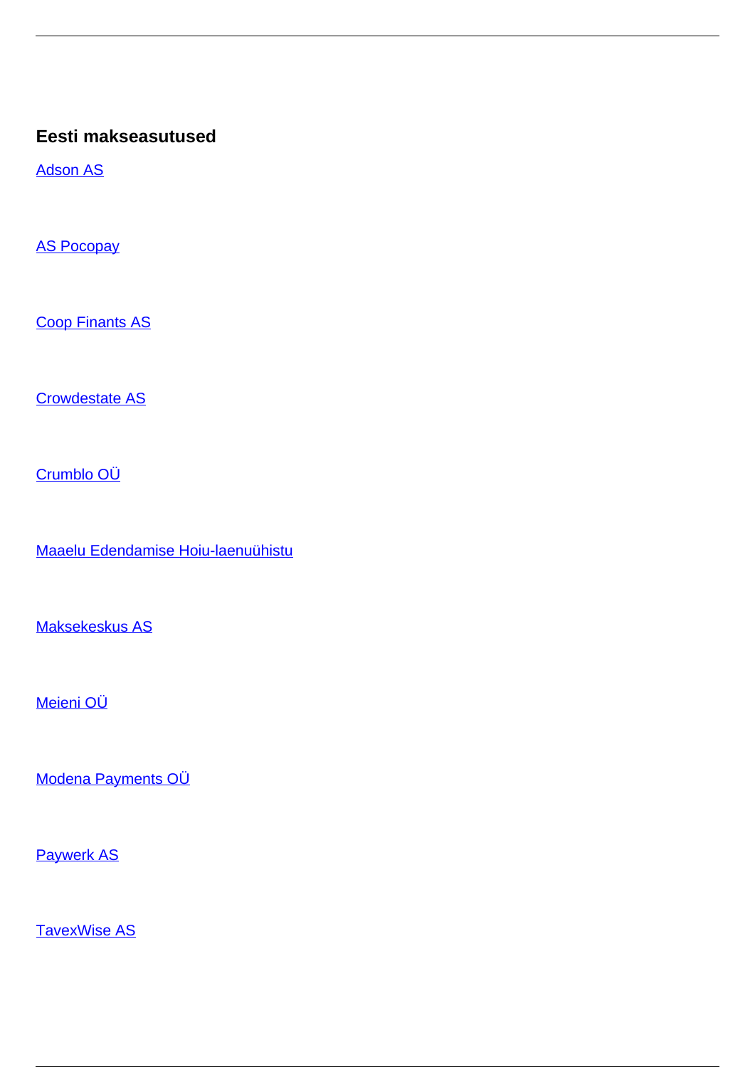### Eesti makseasutused

Adson AS

AS Pocopay

Coop Finants AS

Crowdestate AS

Crumblo OÜ

Maaelu Edendamise Hoiu-laenuühistu

Maksekeskus AS

Meieni OÜ

Modena Payments OÜ

Paywerk AS

TavexWise AS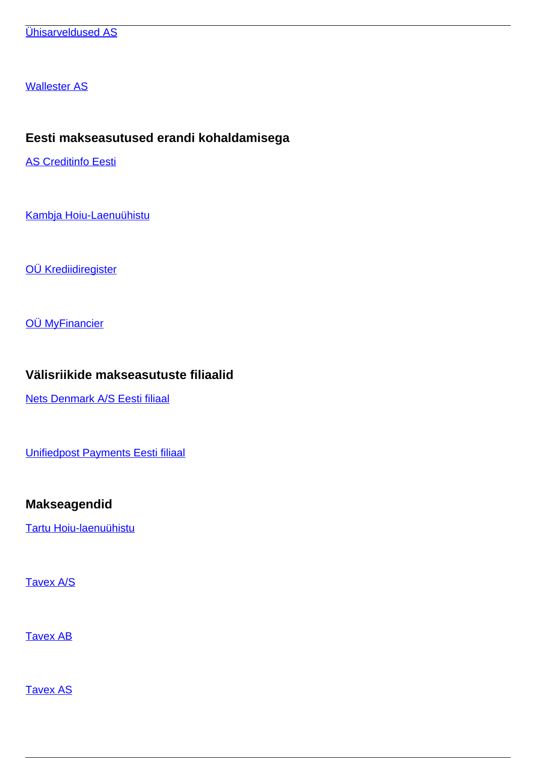Ühisarveldused AS

Wallester AS

### Eesti makseasutused erandi kohaldamisega

AS Creditinfo Eesti

Kambja Hoiu-Laenuühistu

OÜ Krediidiregister

OÜ MyFinancier

### Välisriikide makseasutuste filiaalid

Nets Denmark A/S Eesti filiaal

Unifiedpost Payments Eesti filiaal

### Makseagendid

Tartu Hoiu-laenuühistu

Tavex A/S

Tavex AB

Tavex AS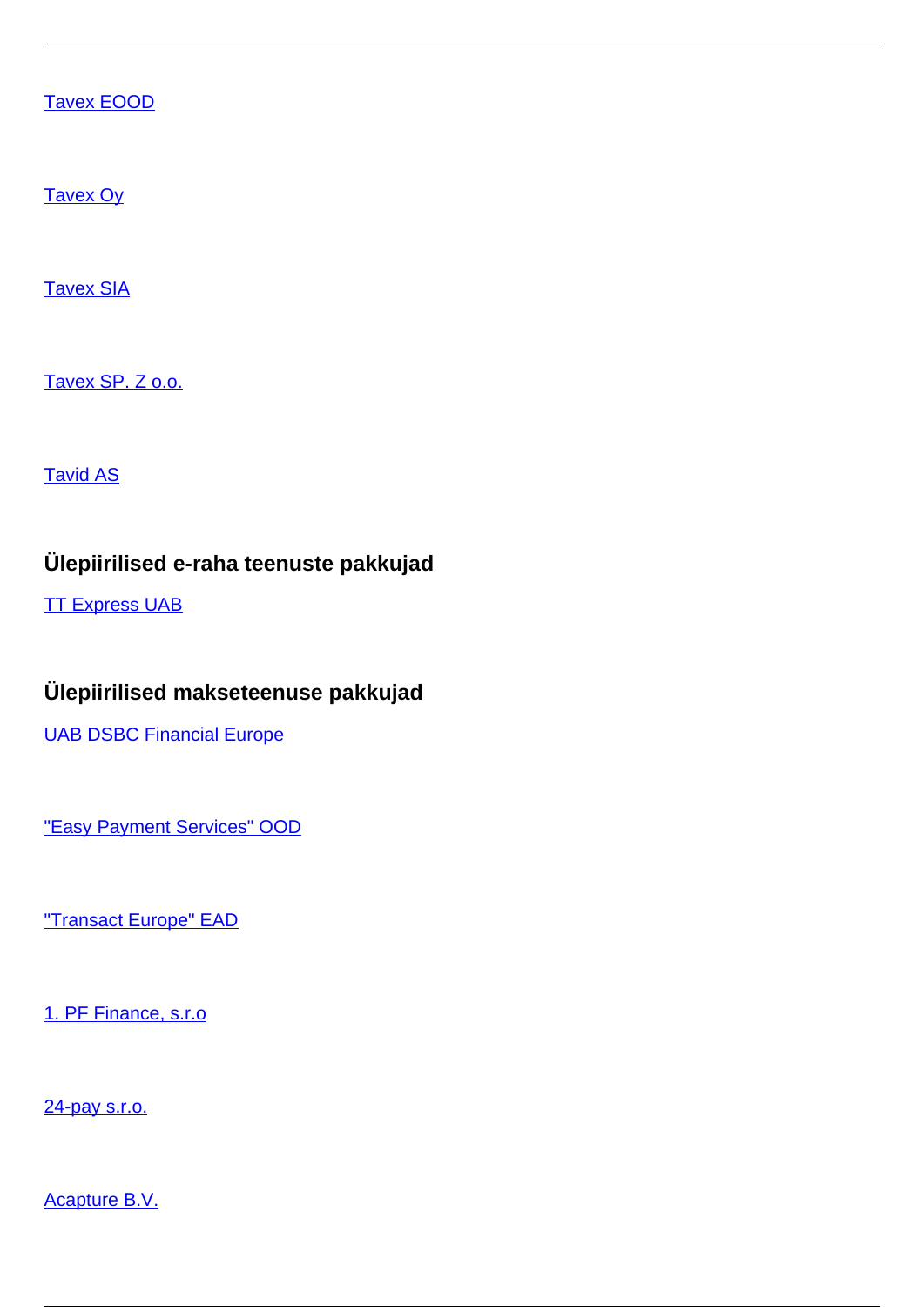Tavex EOOD

Tavex Oy

Tavex SIA

Tavex SP. Z o.o.

Tavid AS

### Ülepiirilised e-raha teenuste pakkujad

TT Express UAB

### Ülepiirilised makseteenuse pakkujad

UAB DSBC Financial Europe

"Easy Payment Services" OOD

"Transact Europe" EAD

1. PF Finance, s.r.o

24-pay s.r.o.

Acapture B.V.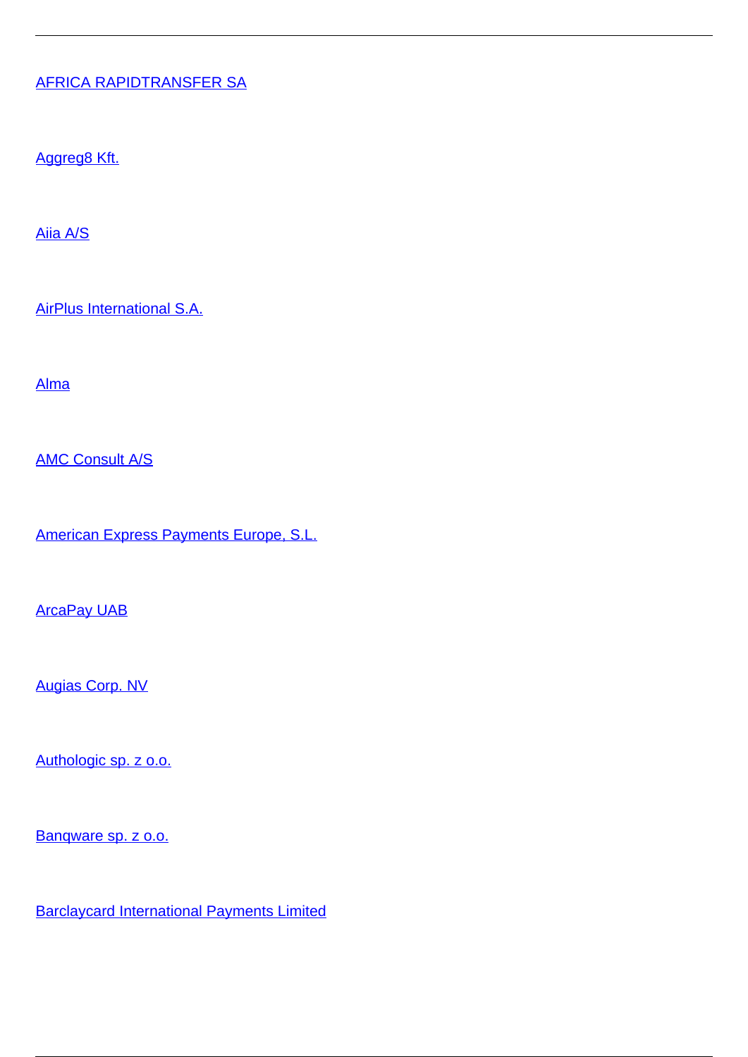AFRICA RAPIDTRANSFER SA

Aggreg8 Kft.

Aiia A/S

AirPlus International S.A.

Alma

AMC Consult A/S

American Express Payments Europe, S.L.

ArcaPay UAB

Augias Corp. NV

Authologic sp. z o.o.

Banqware sp. z o.o.

Barclaycard International Payments Limited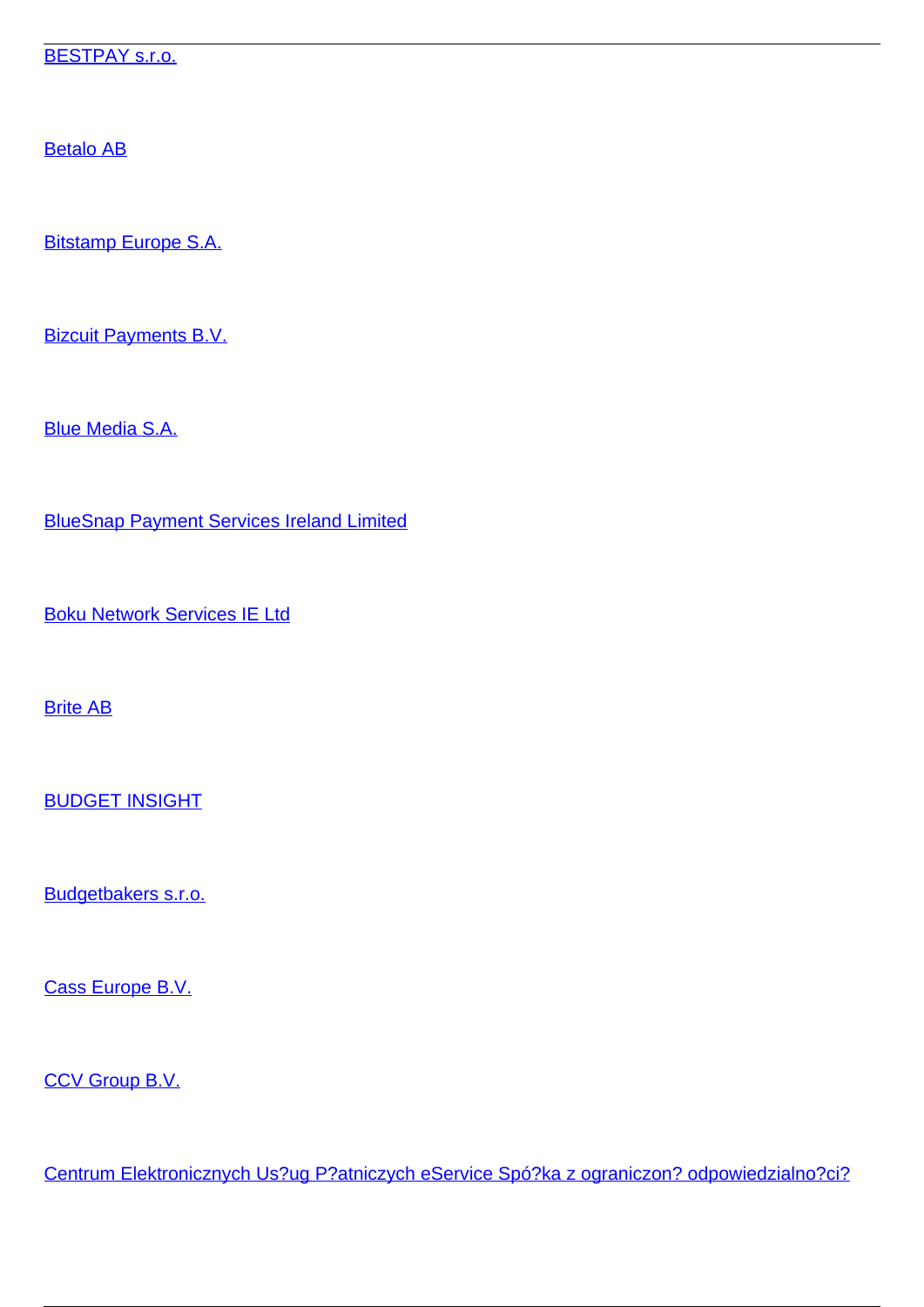BESTPAY s.r.o.

Betalo AB

Bitstamp Europe S.A.

Bizcuit Payments B.V.

Blue Media S.A.

BlueSnap Payment Services Ireland Limited

Boku Network Services IE Ltd

Brite AB

BUDGET INSIGHT

Budgetbakers s.r.o.

Cass Europe B.V.

CCV Group B.V.

Centrum Elektronicznych Us?ug P?atniczych eService Spó?ka z ograniczon? odpowiedzialno?ci?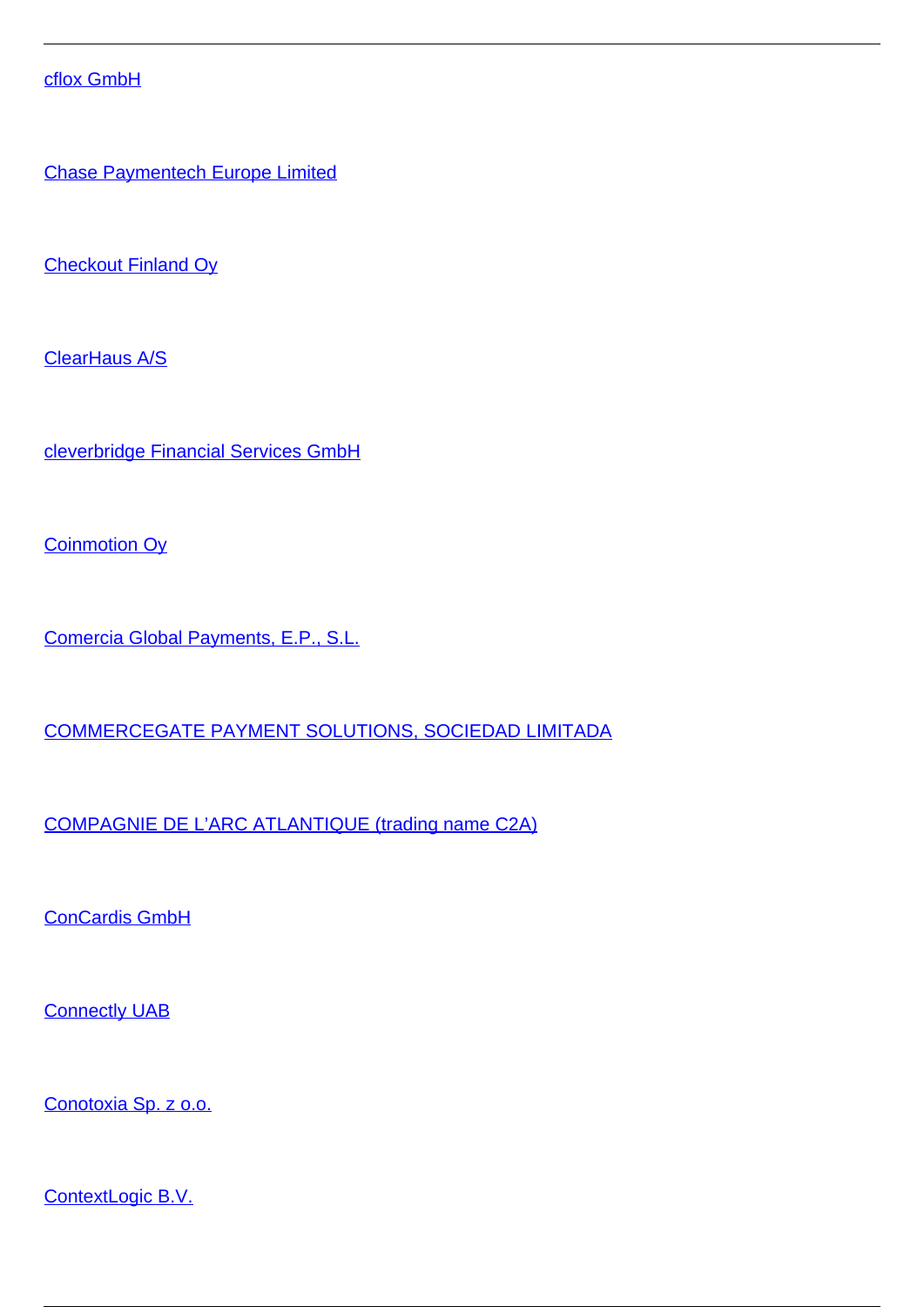cflox GmbH

Chase Paymentech Europe Limited

Checkout Finland Oy

ClearHaus A/S

cleverbridge Financial Services GmbH

Coinmotion Oy

Comercia Global Payments, E.P., S.L.

COMMERCEGATE PAYMENT SOLUTIONS, SOCIEDAD LIMITADA

COMPAGNIE DE L'ARC ATLANTIQUE (trading name C2A)

ConCardis GmbH

Connectly UAB

Conotoxia Sp. z o.o.

ContextLogic B.V.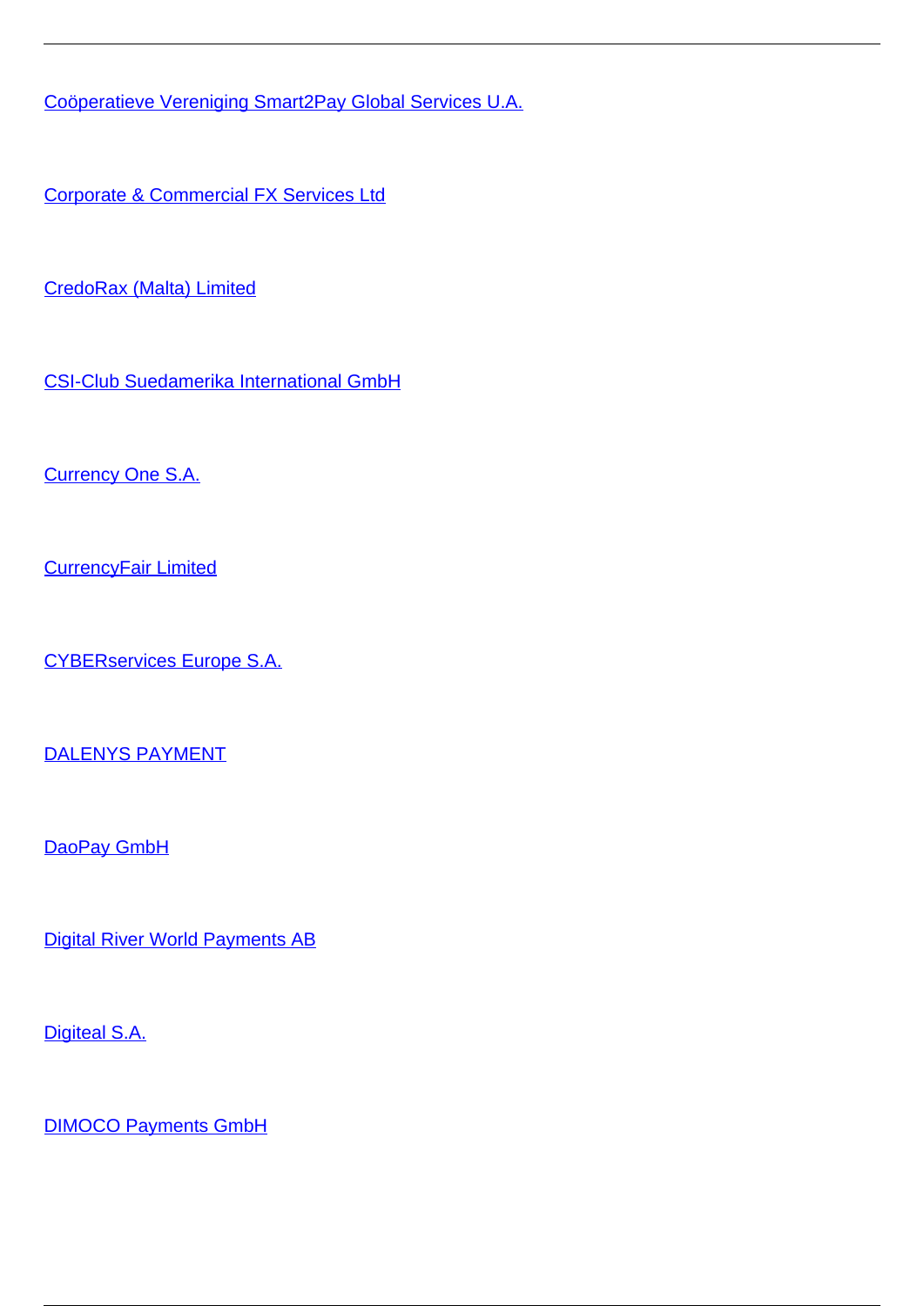Coöperatieve Vereniging Smart2Pay Global Services U.A.

Corporate & Commercial FX Services Ltd

CredoRax (Malta) Limited

CSI-Club Suedamerika International GmbH

Currency One S.A.

CurrencyFair Limited

CYBERservices Europe S.A.

DALENYS PAYMENT

DaoPay GmbH

Digital River World Payments AB

Digiteal S.A.

DIMOCO Payments GmbH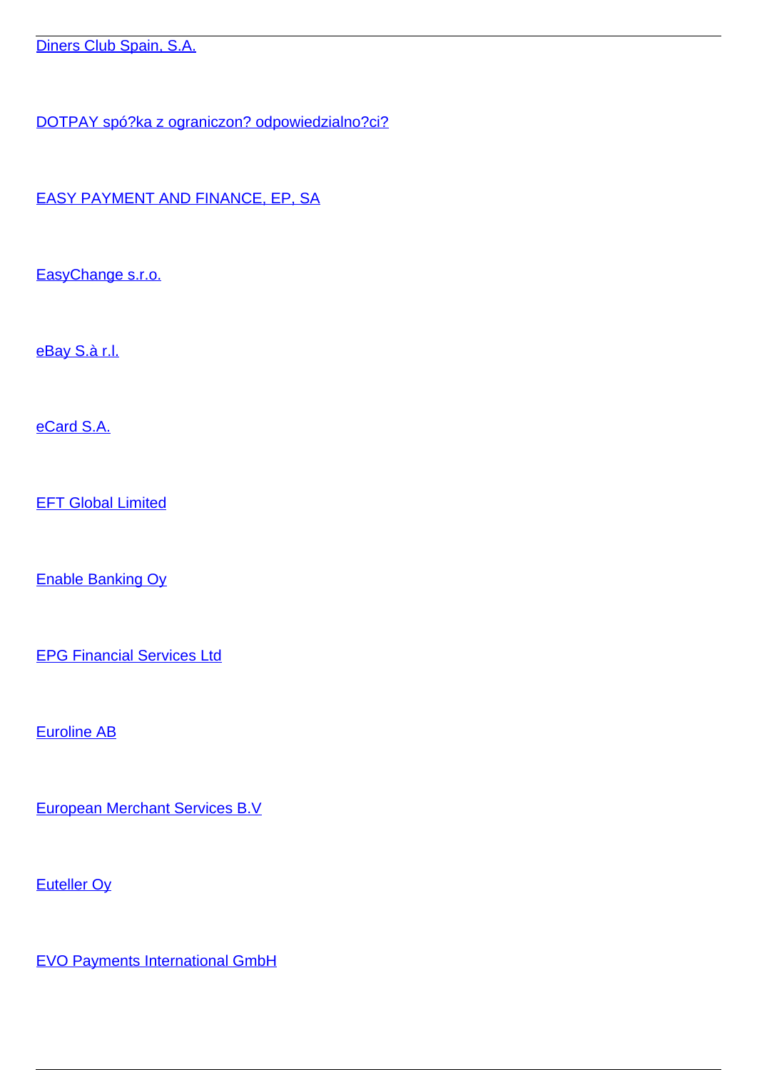Diners Club Spain, S.A.

DOTPAY spó?ka z ograniczon? odpowiedzialno?ci?

EASY PAYMENT AND FINANCE, EP, SA

EasyChange s.r.o.

eBay S.à r.l.

eCard S.A.

EFT Global Limited

Enable Banking Oy

EPG Financial Services Ltd

Euroline AB

European Merchant Services B.V

Euteller Oy

EVO Payments International GmbH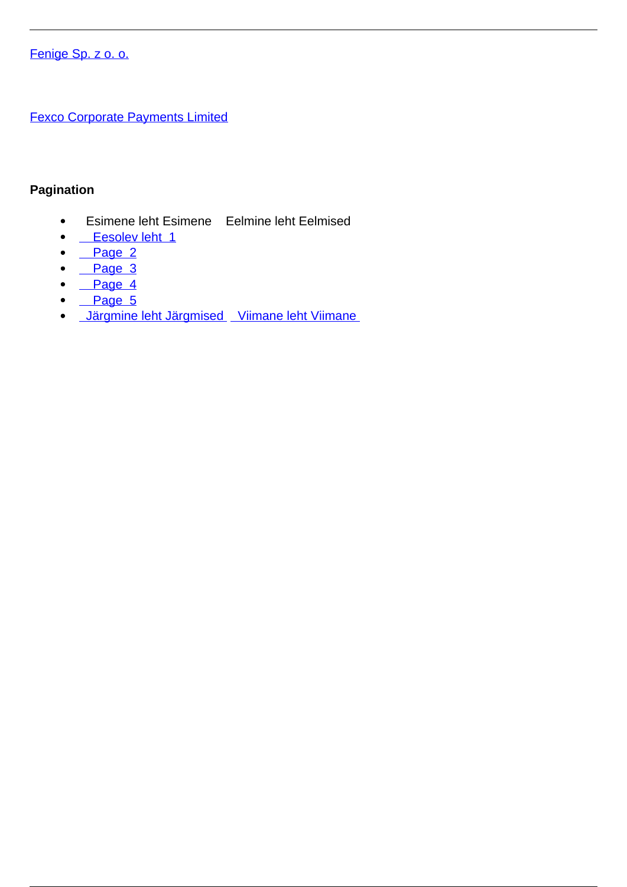Fenige Sp. z o. o.

Fexco Corporate Payments Limited

**Pagination**

- Esimene leht Esimene Eelmine leht Eelmised
- Eesolev leht 1
- Page 2
- Page 3
- Page 4
- Page 5
- Järgmine leht Järgmised Viimane leht Viimane